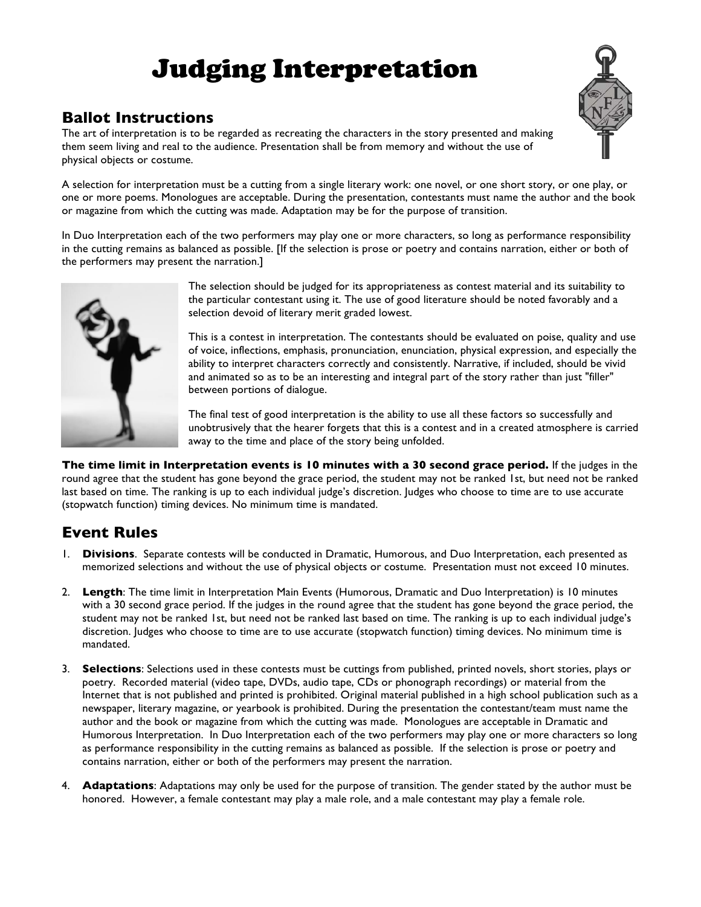# Judging Interpretation

## Ballot Instructions

The art of interpretation is to be regarded as recreating the characters in the story presented and making them seem living and real to the audience. Presentation shall be from memory and without the use of physical objects or costume.

A selection for interpretation must be a cutting from a single literary work: one novel, or one short story, or one play, or one or more poems. Monologues are acceptable. During the presentation, contestants must name the author and the book or magazine from which the cutting was made. Adaptation may be for the purpose of transition.

In Duo Interpretation each of the two performers may play one or more characters, so long as performance responsibility in the cutting remains as balanced as possible. [If the selection is prose or poetry and contains narration, either or both of the performers may present the narration.]

The selection should be judged for its appropriateness as contest material and its suitability to the particular contestant using it. The use of good literature should be noted favorably and a selection devoid of literary merit graded lowest.

This is a contest in interpretation. The contestants should be evaluated on poise, quality and use of voice, inflections, emphasis, pronunciation, enunciation, physical expression, and especially the ability to interpret characters correctly and consistently. Narrative, if included, should be vivid and animated so as to be an interesting and integral part of the story rather than just "filler" between portions of dialogue.

The final test of good interpretation is the ability to use all these factors so successfully and unobtrusively that the hearer forgets that this is a contest and in a created atmosphere is carried away to the time and place of the story being unfolded.

**The time limit in Interpretation events is 10 minutes with a 30 second grace period.** If the judges in the round agree that the student has gone beyond the grace period, the student may not be ranked 1st, but need not be ranked last based on time. The ranking is up to each individual judge's discretion. Judges who choose to time are to use accurate (stopwatch function) timing devices. No minimum time is mandated.

## Event Rules

1. **Divisions**. Separate contests will be conducted in Dramatic, Humorous, and Duo Interpretation, each presented as memorized selections and without the use of physical objects or costume. Presentation must not exceed 10 minutes.

2. **Length**: The time limit in Interpretation Main Events (Humorous, Dramatic and Duo Interpretation) is 10 minutes with a 30 second grace period. If the judges in the round agree that the student has gone beyond the grace period, the student may not be ranked 1st, but need not be ranked last based on time. The ranking is up to each individual judge's discretion. Judges who choose to time are to use accurate (stopwatch function) timing devices. No minimum time is mandated.

3. **Selections**: Selections used in these contests must be cuttings from published, printed novels, short stories, plays or poetry. Recorded material (video tape, DVDs, audio tape, CDs or phonograph recordings) or material from the Internet that is not published and printed is prohibited. Original material published in a high school publication such as a newspaper, literary magazine, or yearbook is prohibited. During the presentation the contestant/team must name the author and the book or magazine from which the cutting was made. Monologues are acceptable in Dramatic and Humorous Interpretation. In Duo Interpretation each of the two performers may play one or more characters so long as performance responsibility in the cutting remains as balanced as possible. If the selection is prose or poetry and contains narration, either or both of the performers may present the narration.

4. **Adaptations**: Adaptations may only be used for the purpose of transition. The gender stated by the author must be honored. However, a female contestant may play a male role, and a male contestant may play a female role.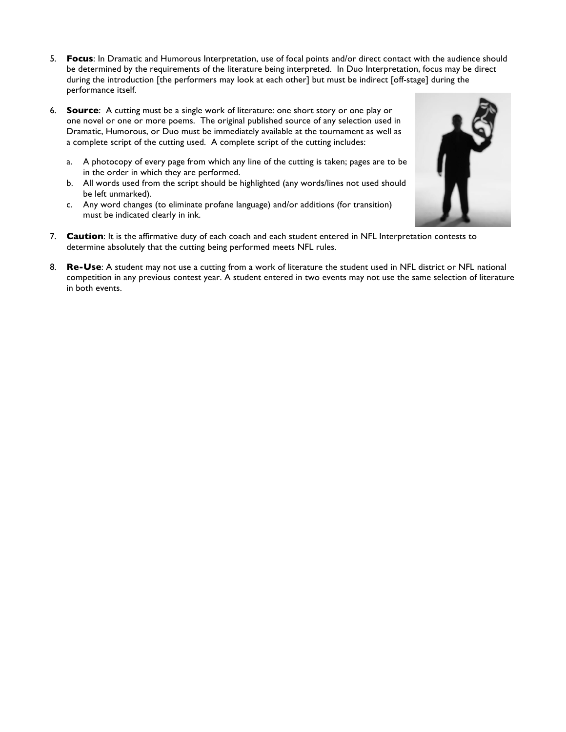5. **Focus**: In Dramatic and Humorous Interpretation, use of focal points and/or direct contact with the audience should be determined by the requirements of the literature being interpreted. In Duo Interpretation, focus may be direct during the introduction [the performers may look at each other] but must be indirect [off-stage] during the performance itself.

6. **Source**: A cutting must be a single work of literature: one short story or one play or one novel or one or more poems. The original published source of any selection used in Dramatic, Humorous, or Duo must be immediately available at the tournament as well as a complete script of the cutting used. A complete script of the cutting includes:

   a. A photocopy of every page from which any line of the cutting is taken; pages are to be in the order in which they are performed.
   b. All words used from the script should be highlighted (any words/lines not used should be left unmarked).
   c. Any word changes (to eliminate profane language) and/or additions (for transition) must be indicated clearly in ink.

7. **Caution**: It is the affirmative duty of each coach and each student entered in NFL Interpretation contests to determine absolutely that the cutting being performed meets NFL rules.

8. **Re-Use**: A student may not use a cutting from a work of literature the student used in NFL district or NFL national competition in any previous contest year. A student entered in two events may not use the same selection of literature in both events.